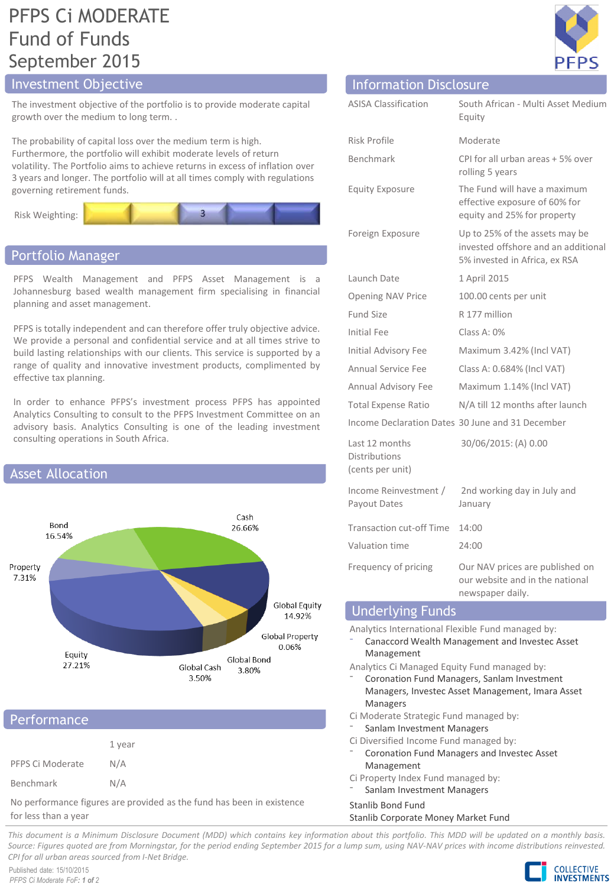# PFPS Ci MODERATE Fund of Funds September 2015

## Investment Objective

The investment objective of the portfolio is to provide moderate capital growth over the medium to long term. .

The probability of capital loss over the medium term is high. Furthermore, the portfolio will exhibit moderate levels of return volatility. The Portfolio aims to achieve returns in excess of inflation over 3 years and longer. The portfolio will at all times comply with regulations governing retirement funds.

Risk Weighting: 3

## Portfolio Manager

PFPS Wealth Management and PFPS Asset Management is a Johannesburg based wealth management firm specialising in financial planning and asset management.

PFPS is totally independent and can therefore offer truly objective advice. We provide a personal and confidential service and at all times strive to build lasting relationships with our clients. This service is supported by a range of quality and innovative investment products, complimented by effective tax planning.

In order to enhance PFPS's investment process PFPS has appointed Analytics Consulting to consult to the PFPS Investment Committee on an advisory basis. Analytics Consulting is one of the leading investment consulting operations in South Africa.

## Asset Allocation

| Asset | Allocation |
|---|---|
| Cash | 26.66% |
| Global Equity | 14.92% |
| Global Property | 0.06% |
| Global Bond | 3.80% |
| Global Cash | 3.50% |
| Equity | 27.21% |
| Property | 7.31% |
| Bond | 16.54% |

## Performance

| | 1 year |
|---|---|
| PFPS Ci Moderate | N/A |
| Benchmark | N/A |

No performance figures are provided as the fund has been in existence for less than a year

## Information Disclosure

| | |
|---|---|
| ASISA Classification | South African - Multi Asset Medium Equity |
| Risk Profile | Moderate |
| Benchmark | CPI for all urban areas + 5% over rolling 5 years |
| Equity Exposure | The Fund will have a maximum effective exposure of 60% for equity and 25% for property |
| Foreign Exposure | Up to 25% of the assets may be invested offshore and an additional 5% invested in Africa, ex RSA |
| Launch Date | 1 April 2015 |
| Opening NAV Price | 100.00 cents per unit |
| Fund Size | R 177 million |
| Initial Fee | Class A: 0% |
| Initial Advisory Fee | Maximum 3.42% (Incl VAT) |
| Annual Service Fee | Class A: 0.684% (Incl VAT) |
| Annual Advisory Fee | Maximum 1.14% (Incl VAT) |
| Total Expense Ratio | N/A till 12 months after launch |
| Income Declaration Dates | 30 June and 31 December |
| Last 12 months Distributions (cents per unit) | 30/06/2015: (A) 0.00 |
| Income Reinvestment / Payout Dates | 2nd working day in July and January |
| Transaction cut-off Time | 14:00 |
| Valuation time | 24:00 |
| Frequency of pricing | Our NAV prices are published on our website and in the national newspaper daily. |

## Underlying Funds

Analytics International Flexible Fund managed by:
- Canaccord Wealth Management and Investec Asset Management

Analytics Ci Managed Equity Fund managed by:
- Coronation Fund Managers, Sanlam Investment Managers, Investec Asset Management, Imara Asset Managers

Ci Moderate Strategic Fund managed by:
- Sanlam Investment Managers

Ci Diversified Income Fund managed by:
- Coronation Fund Managers and Investec Asset Management

Ci Property Index Fund managed by:
- Sanlam Investment Managers

Stanlib Bond Fund

Stanlib Corporate Money Market Fund

*This document is a Minimum Disclosure Document (MDD) which contains key information about this portfolio. This MDD will be updated on a monthly basis. Source: Figures quoted are from Morningstar, for the period ending September 2015 for a lump sum, using NAV-NAV prices with income distributions reinvested. CPI for all urban areas sourced from I-Net Bridge.*

Published date: 15/10/2015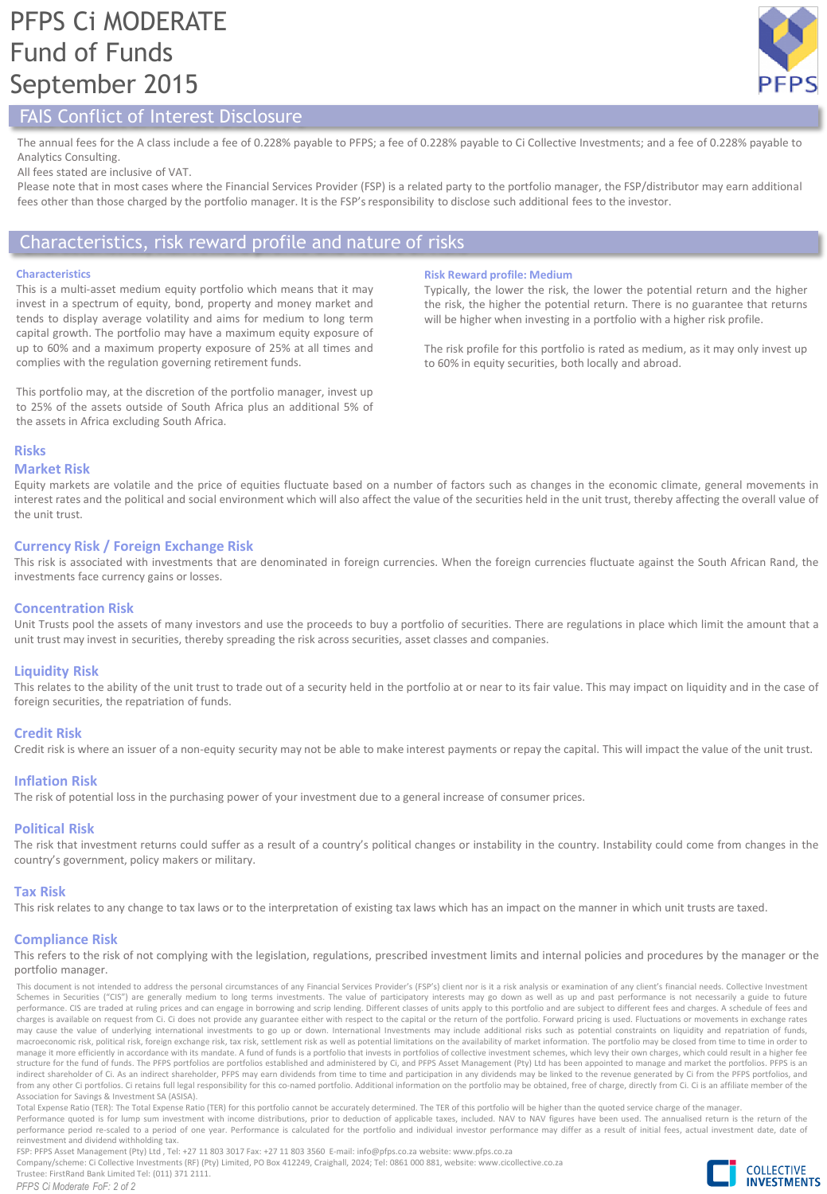# PFPS Ci MODERATE Fund of Funds September 2015

## FAIS Conflict of Interest Disclosure

The annual fees for the A class include a fee of 0.228% payable to PFPS; a fee of 0.228% payable to Ci Collective Investments; and a fee of 0.228% payable to Analytics Consulting.

All fees stated are inclusive of VAT.

Please note that in most cases where the Financial Services Provider (FSP) is a related party to the portfolio manager, the FSP/distributor may earn additional fees other than those charged by the portfolio manager. It is the FSP's responsibility to disclose such additional fees to the investor.

## Characteristics, risk reward profile and nature of risks

### Characteristics

This is a multi-asset medium equity portfolio which means that it may invest in a spectrum of equity, bond, property and money market and tends to display average volatility and aims for medium to long term capital growth. The portfolio may have a maximum equity exposure of up to 60% and a maximum property exposure of 25% at all times and complies with the regulation governing retirement funds.

This portfolio may, at the discretion of the portfolio manager, invest up to 25% of the assets outside of South Africa plus an additional 5% of the assets in Africa excluding South Africa.

### Risk Reward profile: Medium

Typically, the lower the risk, the lower the potential return and the higher the risk, the higher the potential return. There is no guarantee that returns will be higher when investing in a portfolio with a higher risk profile.

The risk profile for this portfolio is rated as medium, as it may only invest up to 60% in equity securities, both locally and abroad.

### Risks

#### Market Risk

Equity markets are volatile and the price of equities fluctuate based on a number of factors such as changes in the economic climate, general movements in interest rates and the political and social environment which will also affect the value of the securities held in the unit trust, thereby affecting the overall value of the unit trust.

#### Currency Risk / Foreign Exchange Risk

This risk is associated with investments that are denominated in foreign currencies. When the foreign currencies fluctuate against the South African Rand, the investments face currency gains or losses.

#### Concentration Risk

Unit Trusts pool the assets of many investors and use the proceeds to buy a portfolio of securities. There are regulations in place which limit the amount that a unit trust may invest in securities, thereby spreading the risk across securities, asset classes and companies.

#### Liquidity Risk

This relates to the ability of the unit trust to trade out of a security held in the portfolio at or near to its fair value. This may impact on liquidity and in the case of foreign securities, the repatriation of funds.

#### Credit Risk

Credit risk is where an issuer of a non-equity security may not be able to make interest payments or repay the capital. This will impact the value of the unit trust.

#### Inflation Risk

The risk of potential loss in the purchasing power of your investment due to a general increase of consumer prices.

#### Political Risk

The risk that investment returns could suffer as a result of a country's political changes or instability in the country. Instability could come from changes in the country's government, policy makers or military.

#### Tax Risk

This risk relates to any change to tax laws or to the interpretation of existing tax laws which has an impact on the manner in which unit trusts are taxed.

#### Compliance Risk

This refers to the risk of not complying with the legislation, regulations, prescribed investment limits and internal policies and procedures by the manager or the portfolio manager.

This document is not intended to address the personal circumstances of any Financial Services Provider's (FSP's) client nor is it a risk analysis or examination of any client's financial needs. Collective Investment Schemes in Securities ("CIS") are generally medium to long terms investments. The value of participatory interests may go down as well as up and past performance is not necessarily a guide to future performance. CIS are traded at ruling prices and can engage in borrowing and scrip lending. Different classes of units apply to this portfolio and are subject to different fees and charges. A schedule of fees and charges is available on request from Ci. Ci does not provide any guarantee either with respect to the capital or the return of the portfolio. Forward pricing is used. Fluctuations or movements in exchange rates may cause the value of underlying international investments to go up or down. International Investments may include additional risks such as potential constraints on liquidity and repatriation of funds, macroeconomic risk, political risk, foreign exchange risk, tax risk, settlement risk as well as potential limitations on the availability of market information. The portfolio may be closed from time to time in order to manage it more efficiently in accordance with its mandate. A fund of funds is a portfolio that invests in portfolios of collective investment schemes, which levy their own charges, which could result in a higher fee structure for the fund of funds. The PFPS portfolios are portfolios established and administered by Ci, and PFPS Asset Management (Pty) Ltd has been appointed to manage and market the portfolios. PFPS is an indirect shareholder of Ci. As an indirect shareholder, PFPS may earn dividends from time to time and participation in any dividends may be linked to the revenue generated by Ci from the PFPS portfolios, and from any other Ci portfolios. Ci retains full legal responsibility for this co-named portfolio. Additional information on the portfolio may be obtained, free of charge, directly from Ci. Ci is an affiliate member of the Association for Savings & Investment SA (ASISA).

Total Expense Ratio (TER): The Total Expense Ratio (TER) for this portfolio cannot be accurately determined. The TER of this portfolio will be higher than the quoted service charge of the manager.

Performance quoted is for lump sum investment with income distributions, prior to deduction of applicable taxes, included. NAV to NAV figures have been used. The annualised return is the return of the performance period re-scaled to a period of one year. Performance is calculated for the portfolio and individual investor performance may differ as a result of initial fees, actual investment date, date of reinvestment and dividend withholding tax.

FSP: PFPS Asset Management (Pty) Ltd , Tel: +27 11 803 3017 Fax: +27 11 803 3560 E-mail: info@pfps.co.za website: www.pfps.co.za

Company/scheme: Ci Collective Investments (RF) (Pty) Limited, PO Box 412249, Craighall, 2024; Tel: 0861 000 881, website: www.cicollective.co.za

Trustee: FirstRand Bank Limited Tel: (011) 371 2111.